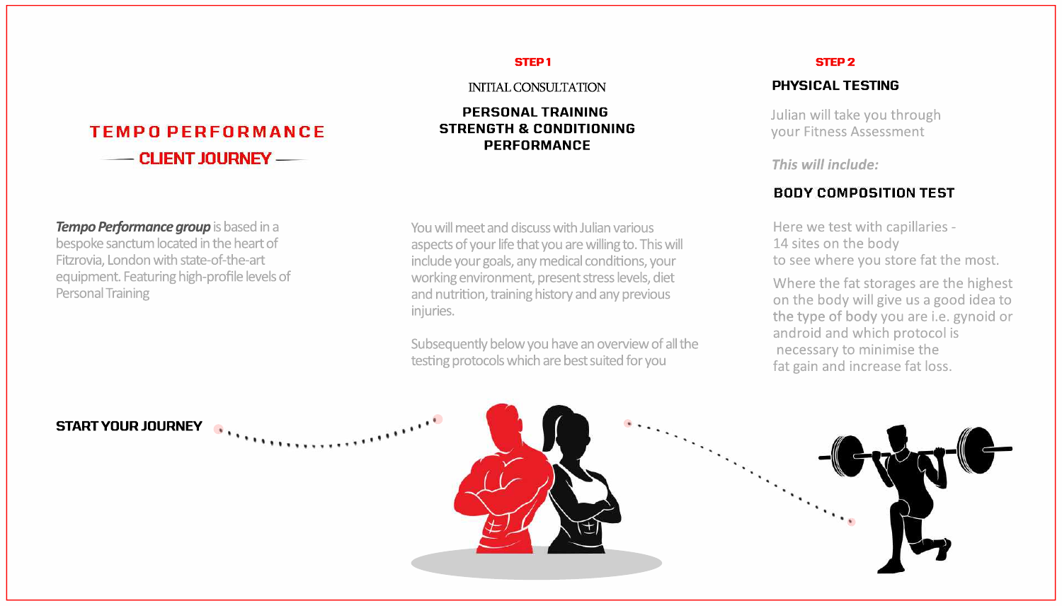# TEMPO PERFORMANCE

## CLIENT JOURNEY

***Tempo Performance group*** is based in a bespoke sanctum located in the heart of Fitzrovia, London with state-of-the-art equipment. Featuring high-profile levels of Personal Training

**START YOUR JOURNEY**

### STEP 1

INITIAL CONSULTATION

**PERSONAL TRAINING**
**STRENGTH & CONDITIONING**
**PERFORMANCE**

You will meet and discuss with Julian various aspects of your life that you are willing to. This will include your goals, any medical conditions, your working environment, present stress levels, diet and nutrition, training history and any previous injuries.

Subsequently below you have an overview of all the testing protocols which are best suited for you

### STEP 2

**PHYSICAL TESTING**

Julian will take you through your Fitness Assessment

***This will include:***

**BODY COMPOSITION TEST**

Here we test with capillaries - 14 sites on the body to see where you store fat the most.

Where the fat storages are the highest on the body will give us a good idea to the type of body you are i.e. gynoid or android and which protocol is necessary to minimise the fat gain and increase fat loss.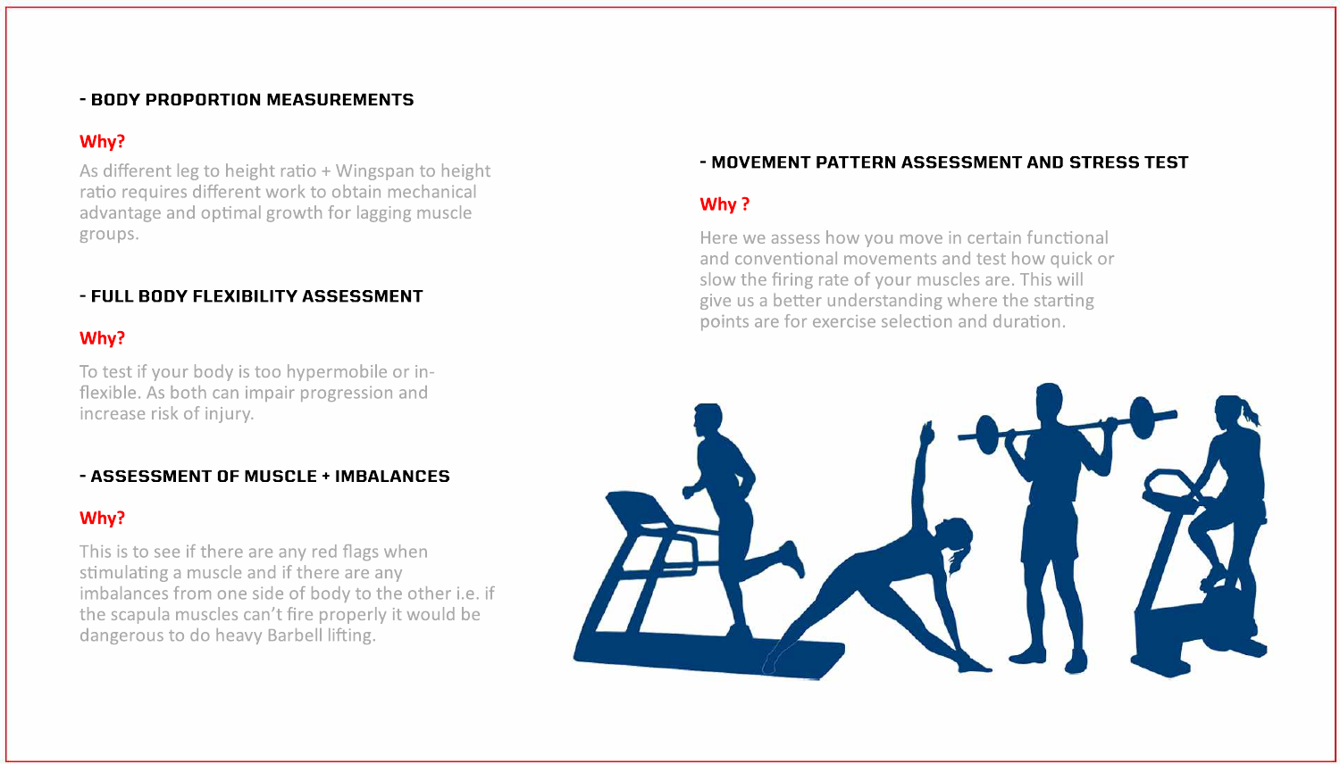## - BODY PROPORTION MEASUREMENTS

**Why?**

As different leg to height ratio + Wingspan to height ratio requires different work to obtain mechanical advantage and optimal growth for lagging muscle groups.

## - FULL BODY FLEXIBILITY ASSESSMENT

**Why?**

To test if your body is too hypermobile or in-flexible. As both can impair progression and increase risk of injury.

## - ASSESSMENT OF MUSCLE + IMBALANCES

**Why?**

This is to see if there are any red flags when stimulating a muscle and if there are any imbalances from one side of body to the other i.e. if the scapula muscles can't fire properly it would be dangerous to do heavy Barbell lifting.

## - MOVEMENT PATTERN ASSESSMENT AND STRESS TEST

**Why ?**

Here we assess how you move in certain functional and conventional movements and test how quick or slow the firing rate of your muscles are. This will give us a better understanding where the starting points are for exercise selection and duration.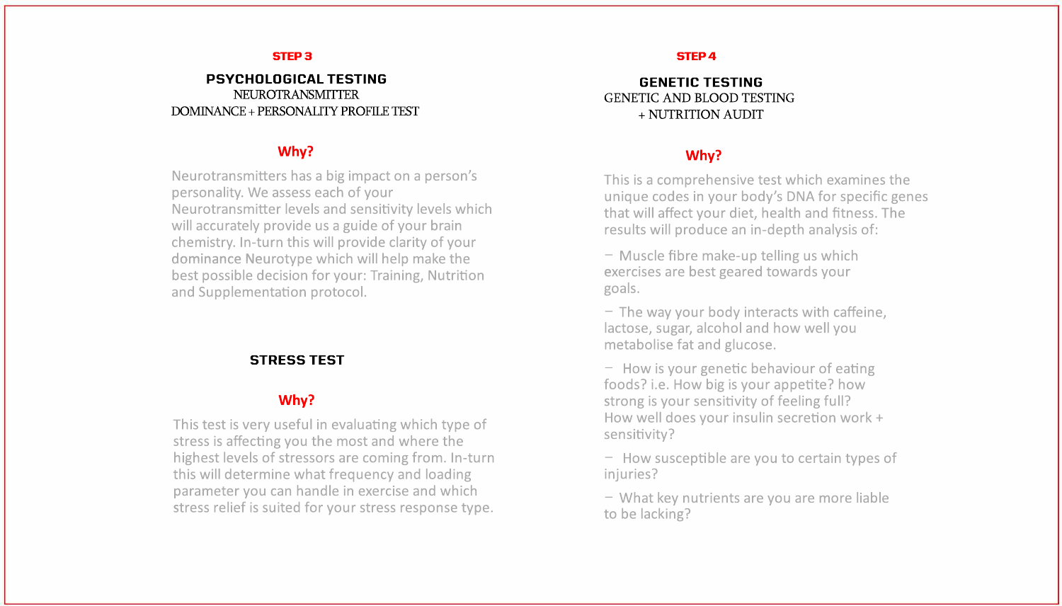**STEP 3**

## PSYCHOLOGICAL TESTING

NEUROTRANSMITTER
DOMINANCE + PERSONALITY PROFILE TEST

### Why?

Neurotransmitters has a big impact on a person's personality. We assess each of your Neurotransmitter levels and sensitivity levels which will accurately provide us a guide of your brain chemistry. In-turn this will provide clarity of your dominance Neurotype which will help make the best possible decision for your: Training, Nutrition and Supplementation protocol.

## STRESS TEST

### Why?

This test is very useful in evaluating which type of stress is affecting you the most and where the highest levels of stressors are coming from. In-turn this will determine what frequency and loading parameter you can handle in exercise and which stress relief is suited for your stress response type.

**STEP 4**

## GENETIC TESTING

GENETIC AND BLOOD TESTING
+ NUTRITION AUDIT

### Why?

This is a comprehensive test which examines the unique codes in your body's DNA for specific genes that will affect your diet, health and fitness. The results will produce an in-depth analysis of:

- Muscle fibre make-up telling us which exercises are best geared towards your goals.
- The way your body interacts with caffeine, lactose, sugar, alcohol and how well you metabolise fat and glucose.
- How is your genetic behaviour of eating foods? i.e. How big is your appetite? how strong is your sensitivity of feeling full? How well does your insulin secretion work + sensitivity?
- How susceptible are you to certain types of injuries?
- What key nutrients are you more liable to be lacking?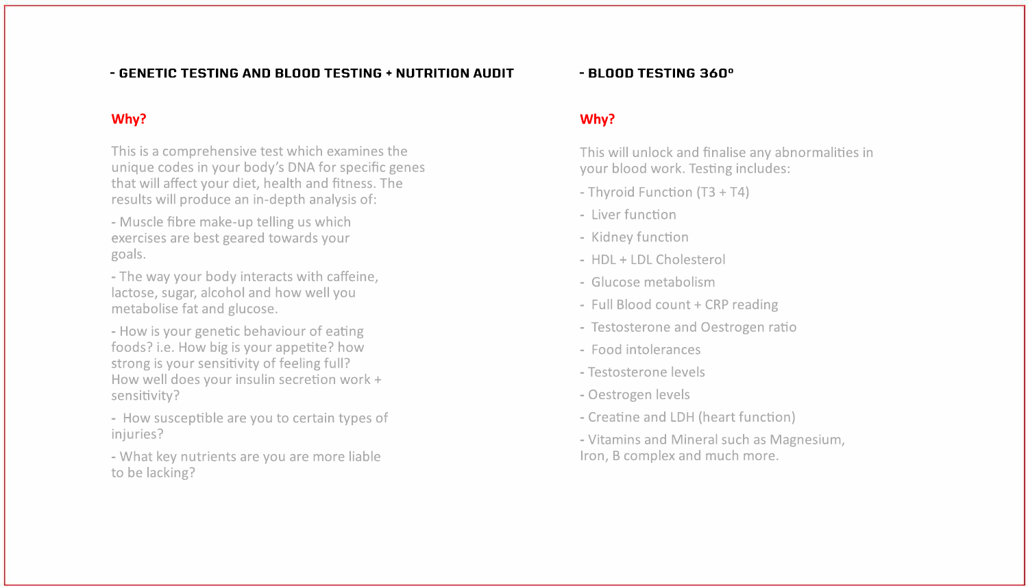## - GENETIC TESTING AND BLOOD TESTING + NUTRITION AUDIT

**Why?**

This is a comprehensive test which examines the unique codes in your body's DNA for specific genes that will affect your diet, health and fitness. The results will produce an in-depth analysis of:

- Muscle fibre make-up telling us which exercises are best geared towards your goals.
- The way your body interacts with caffeine, lactose, sugar, alcohol and how well you metabolise fat and glucose.
- How is your genetic behaviour of eating foods? i.e. How big is your appetite? how strong is your sensitivity of feeling full? How well does your insulin secretion work + sensitivity?
- How susceptible are you to certain types of injuries?
- What key nutrients are you are more liable to be lacking?

## - BLOOD TESTING 360º

**Why?**

This will unlock and finalise any abnormalities in your blood work. Testing includes:

- Thyroid Function (T3 + T4)
- Liver function
- Kidney function
- HDL + LDL Cholesterol
- Glucose metabolism
- Full Blood count + CRP reading
- Testosterone and Oestrogen ratio
- Food intolerances
- Testosterone levels
- Oestrogen levels
- Creatine and LDH (heart function)
- Vitamins and Mineral such as Magnesium, Iron, B complex and much more.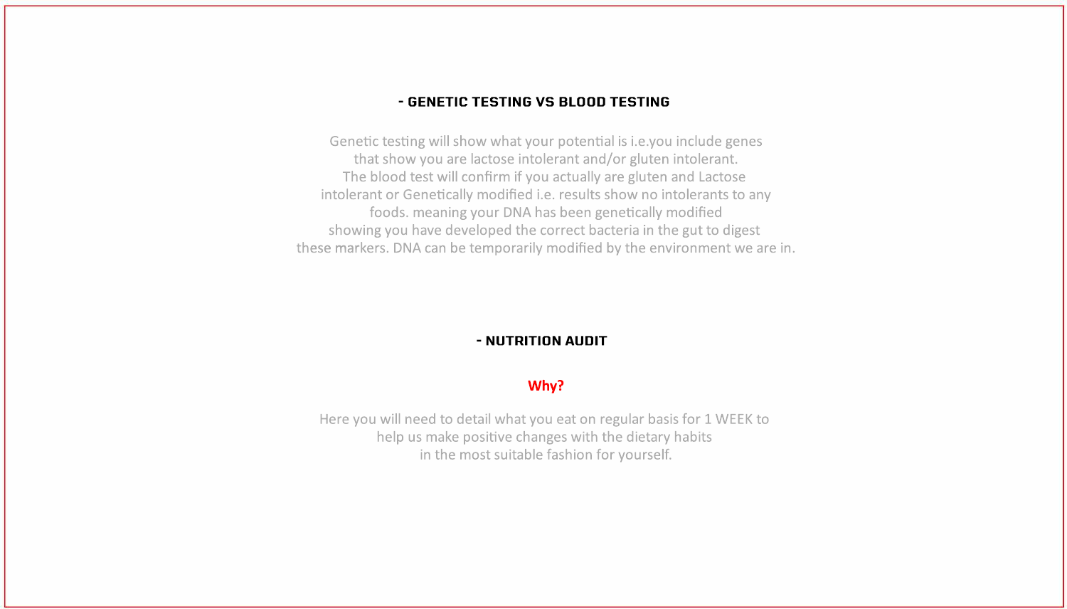## - GENETIC TESTING VS BLOOD TESTING

Genetic testing will show what your potential is i.e.you include genes that show you are lactose intolerant and/or gluten intolerant. The blood test will confirm if you actually are gluten and Lactose intolerant or Genetically modified i.e. results show no intolerants to any foods. meaning your DNA has been genetically modified showing you have developed the correct bacteria in the gut to digest these markers. DNA can be temporarily modified by the environment we are in.

## - NUTRITION AUDIT

**Why?**

Here you will need to detail what you eat on regular basis for 1 WEEK to help us make positive changes with the dietary habits in the most suitable fashion for yourself.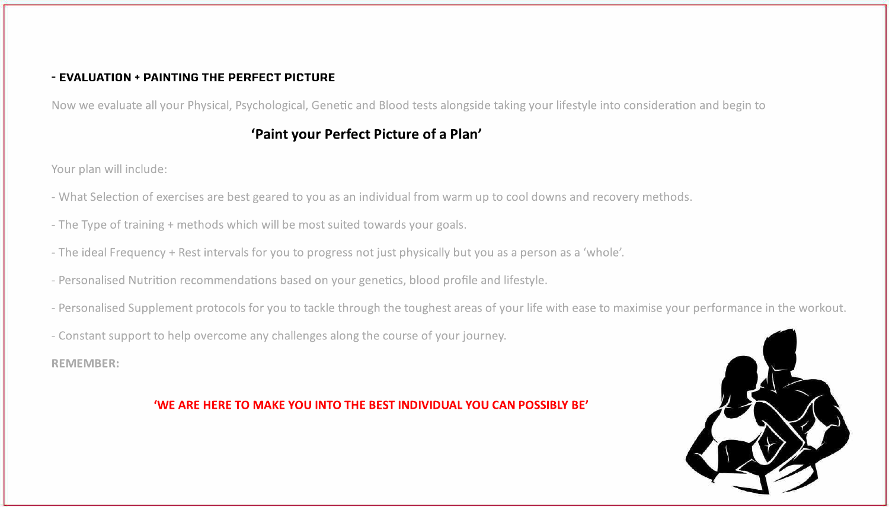## - EVALUATION + PAINTING THE PERFECT PICTURE

Now we evaluate all your Physical, Psychological, Genetic and Blood tests alongside taking your lifestyle into consideration and begin to

**'Paint your Perfect Picture of a Plan'**

Your plan will include:

- What Selection of exercises are best geared to you as an individual from warm up to cool downs and recovery methods.
- The Type of training + methods which will be most suited towards your goals.
- The ideal Frequency + Rest intervals for you to progress not just physically but you as a person as a 'whole'.
- Personalised Nutrition recommendations based on your genetics, blood profile and lifestyle.
- Personalised Supplement protocols for you to tackle through the toughest areas of your life with ease to maximise your performance in the workout.
- Constant support to help overcome any challenges along the course of your journey.

**REMEMBER:**

**'WE ARE HERE TO MAKE YOU INTO THE BEST INDIVIDUAL YOU CAN POSSIBLY BE'**